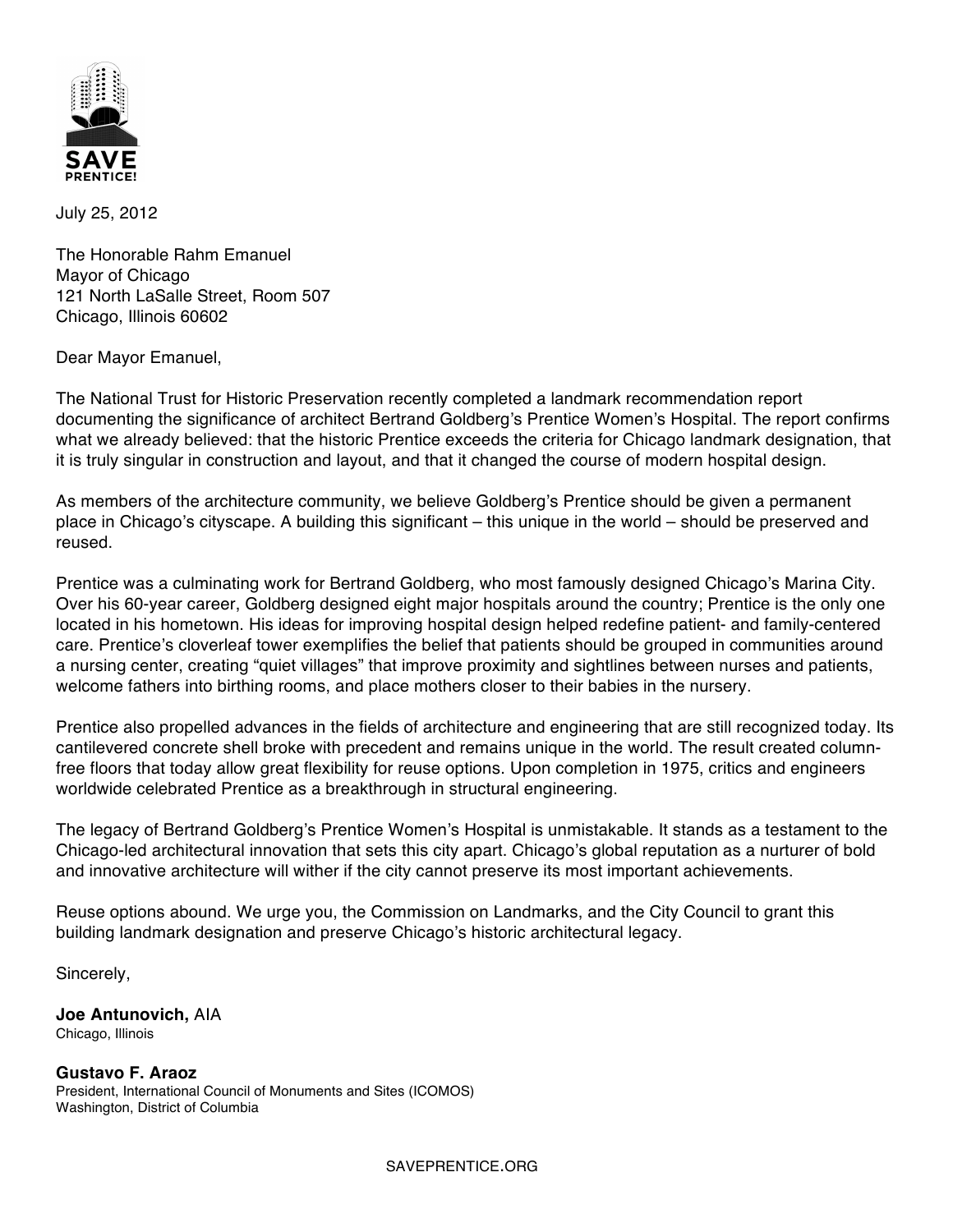SAVE PRENTICE!

July 25, 2012

The Honorable Rahm Emanuel
Mayor of Chicago
121 North LaSalle Street, Room 507
Chicago, Illinois 60602

Dear Mayor Emanuel,

The National Trust for Historic Preservation recently completed a landmark recommendation report documenting the significance of architect Bertrand Goldberg's Prentice Women's Hospital. The report confirms what we already believed: that the historic Prentice exceeds the criteria for Chicago landmark designation, that it is truly singular in construction and layout, and that it changed the course of modern hospital design.

As members of the architecture community, we believe Goldberg's Prentice should be given a permanent place in Chicago's cityscape. A building this significant – this unique in the world – should be preserved and reused.

Prentice was a culminating work for Bertrand Goldberg, who most famously designed Chicago's Marina City. Over his 60-year career, Goldberg designed eight major hospitals around the country; Prentice is the only one located in his hometown. His ideas for improving hospital design helped redefine patient- and family-centered care. Prentice's cloverleaf tower exemplifies the belief that patients should be grouped in communities around a nursing center, creating "quiet villages" that improve proximity and sightlines between nurses and patients, welcome fathers into birthing rooms, and place mothers closer to their babies in the nursery.

Prentice also propelled advances in the fields of architecture and engineering that are still recognized today. Its cantilevered concrete shell broke with precedent and remains unique in the world. The result created column-free floors that today allow great flexibility for reuse options. Upon completion in 1975, critics and engineers worldwide celebrated Prentice as a breakthrough in structural engineering.

The legacy of Bertrand Goldberg's Prentice Women's Hospital is unmistakable. It stands as a testament to the Chicago-led architectural innovation that sets this city apart. Chicago's global reputation as a nurturer of bold and innovative architecture will wither if the city cannot preserve its most important achievements.

Reuse options abound. We urge you, the Commission on Landmarks, and the City Council to grant this building landmark designation and preserve Chicago's historic architectural legacy.

Sincerely,

**Joe Antunovich,** AIA
Chicago, Illinois

**Gustavo F. Araoz**
President, International Council of Monuments and Sites (ICOMOS)
Washington, District of Columbia

SAVEPRENTICE.ORG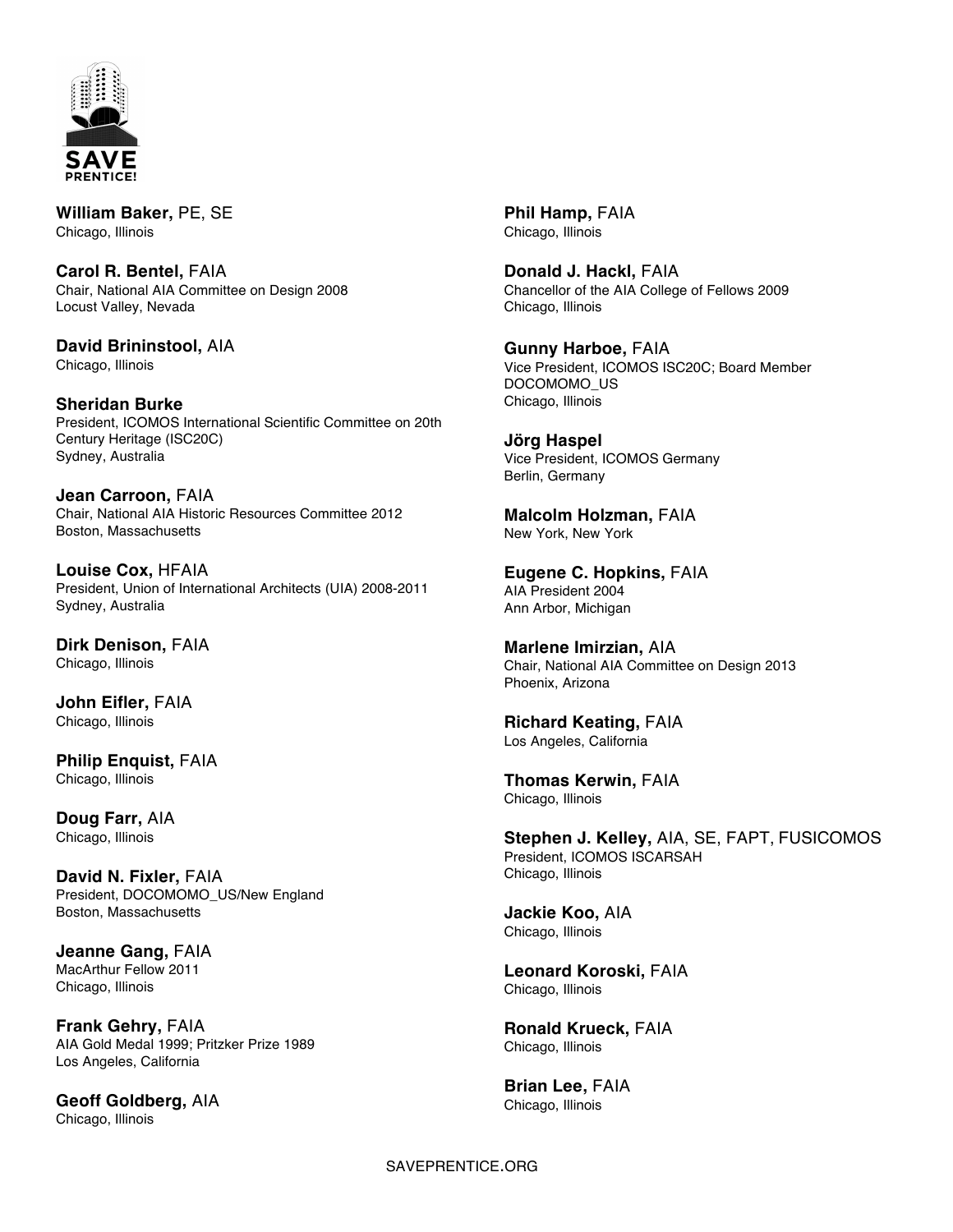**SAVE PRENTICE!**

**William Baker,** PE, SE
Chicago, Illinois

**Carol R. Bentel,** FAIA
Chair, National AIA Committee on Design 2008
Locust Valley, Nevada

**David Brininstool,** AIA
Chicago, Illinois

**Sheridan Burke**
President, ICOMOS International Scientific Committee on 20th Century Heritage (ISC20C)
Sydney, Australia

**Jean Carroon,** FAIA
Chair, National AIA Historic Resources Committee 2012
Boston, Massachusetts

**Louise Cox,** HFAIA
President, Union of International Architects (UIA) 2008-2011
Sydney, Australia

**Dirk Denison,** FAIA
Chicago, Illinois

**John Eifler,** FAIA
Chicago, Illinois

**Philip Enquist,** FAIA
Chicago, Illinois

**Doug Farr,** AIA
Chicago, Illinois

**David N. Fixler,** FAIA
President, DOCOMOMO_US/New England
Boston, Massachusetts

**Jeanne Gang,** FAIA
MacArthur Fellow 2011
Chicago, Illinois

**Frank Gehry,** FAIA
AIA Gold Medal 1999; Pritzker Prize 1989
Los Angeles, California

**Geoff Goldberg,** AIA
Chicago, Illinois

**Phil Hamp,** FAIA
Chicago, Illinois

**Donald J. Hackl,** FAIA
Chancellor of the AIA College of Fellows 2009
Chicago, Illinois

**Gunny Harboe,** FAIA
Vice President, ICOMOS ISC20C; Board Member DOCOMOMO_US
Chicago, Illinois

**Jörg Haspel**
Vice President, ICOMOS Germany
Berlin, Germany

**Malcolm Holzman,** FAIA
New York, New York

**Eugene C. Hopkins,** FAIA
AIA President 2004
Ann Arbor, Michigan

**Marlene Imirzian,** AIA
Chair, National AIA Committee on Design 2013
Phoenix, Arizona

**Richard Keating,** FAIA
Los Angeles, California

**Thomas Kerwin,** FAIA
Chicago, Illinois

**Stephen J. Kelley,** AIA, SE, FAPT, FUSICOMOS
President, ICOMOS ISCARSAH
Chicago, Illinois

**Jackie Koo,** AIA
Chicago, Illinois

**Leonard Koroski,** FAIA
Chicago, Illinois

**Ronald Krueck,** FAIA
Chicago, Illinois

**Brian Lee,** FAIA
Chicago, Illinois

SAVEPRENTICE.ORG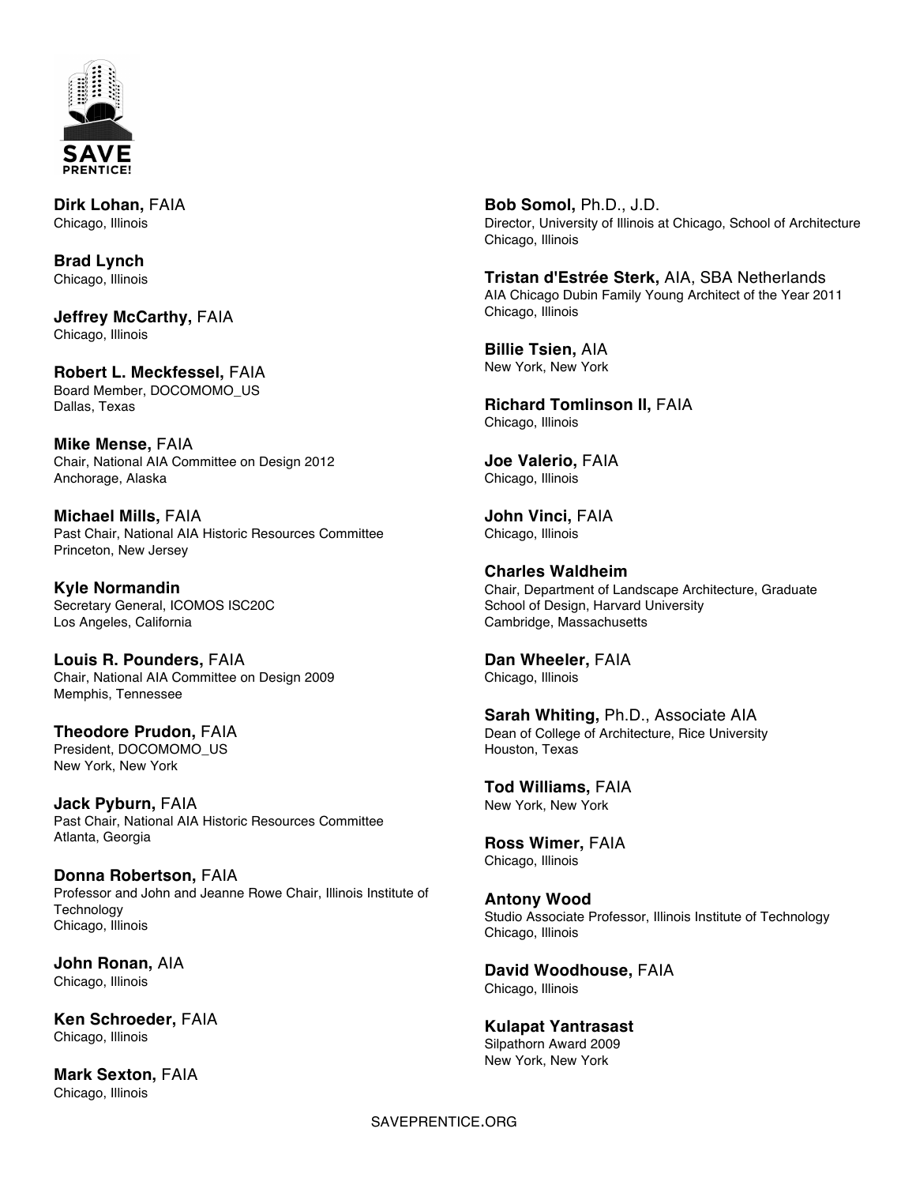**SAVE PRENTICE!**

**Dirk Lohan,** FAIA
Chicago, Illinois

**Brad Lynch**
Chicago, Illinois

**Jeffrey McCarthy,** FAIA
Chicago, Illinois

**Robert L. Meckfessel,** FAIA
Board Member, DOCOMOMO_US
Dallas, Texas

**Mike Mense,** FAIA
Chair, National AIA Committee on Design 2012
Anchorage, Alaska

**Michael Mills,** FAIA
Past Chair, National AIA Historic Resources Committee
Princeton, New Jersey

**Kyle Normandin**
Secretary General, ICOMOS ISC20C
Los Angeles, California

**Louis R. Pounders,** FAIA
Chair, National AIA Committee on Design 2009
Memphis, Tennessee

**Theodore Prudon,** FAIA
President, DOCOMOMO_US
New York, New York

**Jack Pyburn,** FAIA
Past Chair, National AIA Historic Resources Committee
Atlanta, Georgia

**Donna Robertson,** FAIA
Professor and John and Jeanne Rowe Chair, Illinois Institute of Technology
Chicago, Illinois

**John Ronan,** AIA
Chicago, Illinois

**Ken Schroeder,** FAIA
Chicago, Illinois

**Mark Sexton,** FAIA
Chicago, Illinois

**Bob Somol,** Ph.D., J.D.
Director, University of Illinois at Chicago, School of Architecture
Chicago, Illinois

**Tristan d'Estrée Sterk,** AIA, SBA Netherlands
AIA Chicago Dubin Family Young Architect of the Year 2011
Chicago, Illinois

**Billie Tsien,** AIA
New York, New York

**Richard Tomlinson II,** FAIA
Chicago, Illinois

**Joe Valerio,** FAIA
Chicago, Illinois

**John Vinci,** FAIA
Chicago, Illinois

**Charles Waldheim**
Chair, Department of Landscape Architecture, Graduate School of Design, Harvard University
Cambridge, Massachusetts

**Dan Wheeler,** FAIA
Chicago, Illinois

**Sarah Whiting,** Ph.D., Associate AIA
Dean of College of Architecture, Rice University
Houston, Texas

**Tod Williams,** FAIA
New York, New York

**Ross Wimer,** FAIA
Chicago, Illinois

**Antony Wood**
Studio Associate Professor, Illinois Institute of Technology
Chicago, Illinois

**David Woodhouse,** FAIA
Chicago, Illinois

**Kulapat Yantrasast**
Silpathorn Award 2009
New York, New York

SAVEPRENTICE.ORG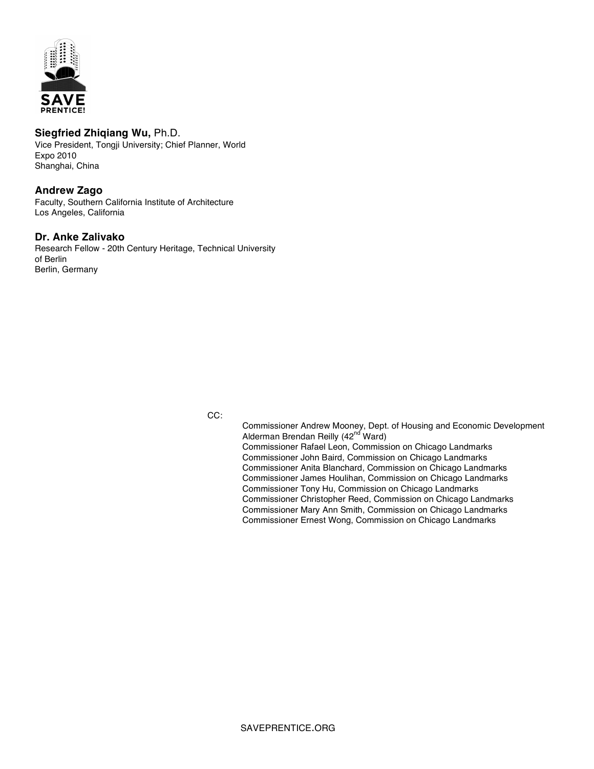SAVE PRENTICE!

**Siegfried Zhiqiang Wu,** Ph.D.
Vice President, Tongji University; Chief Planner, World Expo 2010
Shanghai, China

**Andrew Zago**
Faculty, Southern California Institute of Architecture
Los Angeles, California

**Dr. Anke Zalivako**
Research Fellow - 20th Century Heritage, Technical University of Berlin
Berlin, Germany

CC:

Commissioner Andrew Mooney, Dept. of Housing and Economic Development
Alderman Brendan Reilly (42nd Ward)
Commissioner Rafael Leon, Commission on Chicago Landmarks
Commissioner John Baird, Commission on Chicago Landmarks
Commissioner Anita Blanchard, Commission on Chicago Landmarks
Commissioner James Houlihan, Commission on Chicago Landmarks
Commissioner Tony Hu, Commission on Chicago Landmarks
Commissioner Christopher Reed, Commission on Chicago Landmarks
Commissioner Mary Ann Smith, Commission on Chicago Landmarks
Commissioner Ernest Wong, Commission on Chicago Landmarks

SAVEPRENTICE.ORG